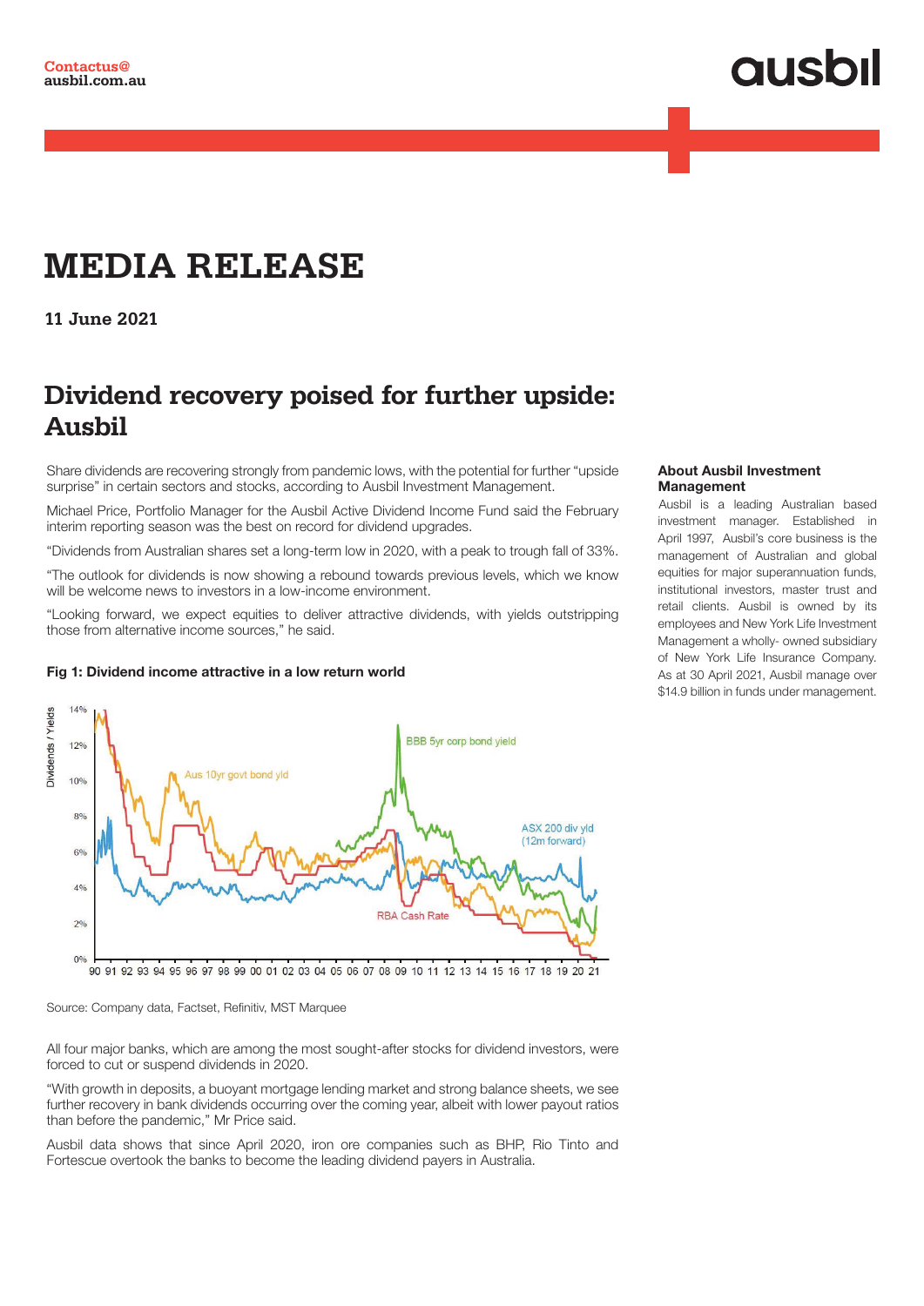Contactus@
ausbil.com.au

# MEDIA RELEASE

**11 June 2021**

## Dividend recovery poised for further upside: Ausbil

Share dividends are recovering strongly from pandemic lows, with the potential for further "upside surprise" in certain sectors and stocks, according to Ausbil Investment Management.

Michael Price, Portfolio Manager for the Ausbil Active Dividend Income Fund said the February interim reporting season was the best on record for dividend upgrades.

"Dividends from Australian shares set a long-term low in 2020, with a peak to trough fall of 33%.

"The outlook for dividends is now showing a rebound towards previous levels, which we know will be welcome news to investors in a low-income environment.

"Looking forward, we expect equities to deliver attractive dividends, with yields outstripping those from alternative income sources," he said.

**Fig 1: Dividend income attractive in a low return world**

Source: Company data, Factset, Refinitiv, MST Marquee

All four major banks, which are among the most sought-after stocks for dividend investors, were forced to cut or suspend dividends in 2020.

"With growth in deposits, a buoyant mortgage lending market and strong balance sheets, we see further recovery in bank dividends occurring over the coming year, albeit with lower payout ratios than before the pandemic," Mr Price said.

Ausbil data shows that since April 2020, iron ore companies such as BHP, Rio Tinto and Fortescue overtook the banks to become the leading dividend payers in Australia.

### About Ausbil Investment Management

Ausbil is a leading Australian based investment manager. Established in April 1997, Ausbil's core business is the management of Australian and global equities for major superannuation funds, institutional investors, master trust and retail clients. Ausbil is owned by its employees and New York Life Investment Management a wholly- owned subsidiary of New York Life Insurance Company. As at 30 April 2021, Ausbil manage over $14.9 billion in funds under management.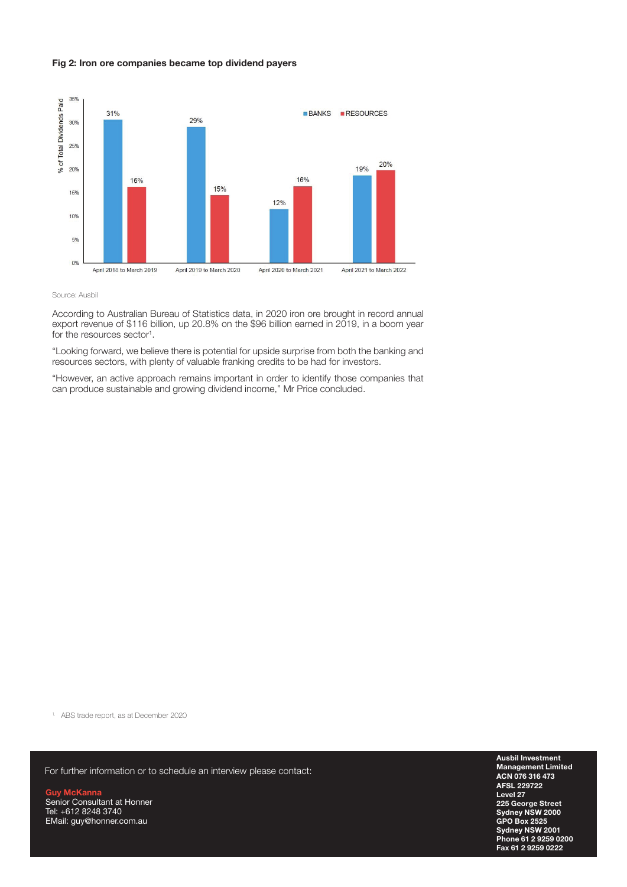**Fig 2: Iron ore companies became top dividend payers**

| % of Total Dividends Paid | BANKS | RESOURCES |
|---|---|---|
| April 2018 to March 2019 | 31% | 16% |
| April 2019 to March 2020 | 29% | 15% |
| April 2020 to March 2021 | 12% | 16% |
| April 2021 to March 2022 | 19% | 20% |

Source: Ausbil

According to Australian Bureau of Statistics data, in 2020 iron ore brought in record annual export revenue of $116 billion, up 20.8% on the $96 billion earned in 2019, in a boom year for the resources sector[1].

"Looking forward, we believe there is potential for upside surprise from both the banking and resources sectors, with plenty of valuable franking credits to be had for investors.

"However, an active approach remains important in order to identify those companies that can produce sustainable and growing dividend income," Mr Price concluded.

[1] ABS trade report, as at December 2020

For further information or to schedule an interview please contact:

**Guy McKanna**
Senior Consultant at Honner
Tel: +612 8248 3740
EMail: guy@honner.com.au

**Ausbil Investment Management Limited**
**ACN 076 316 473**
**AFSL 229722**
**Level 27**
**225 George Street**
**Sydney NSW 2000**
**GPO Box 2525**
**Sydney NSW 2001**
**Phone 61 2 9259 0200**
**Fax 61 2 9259 0222**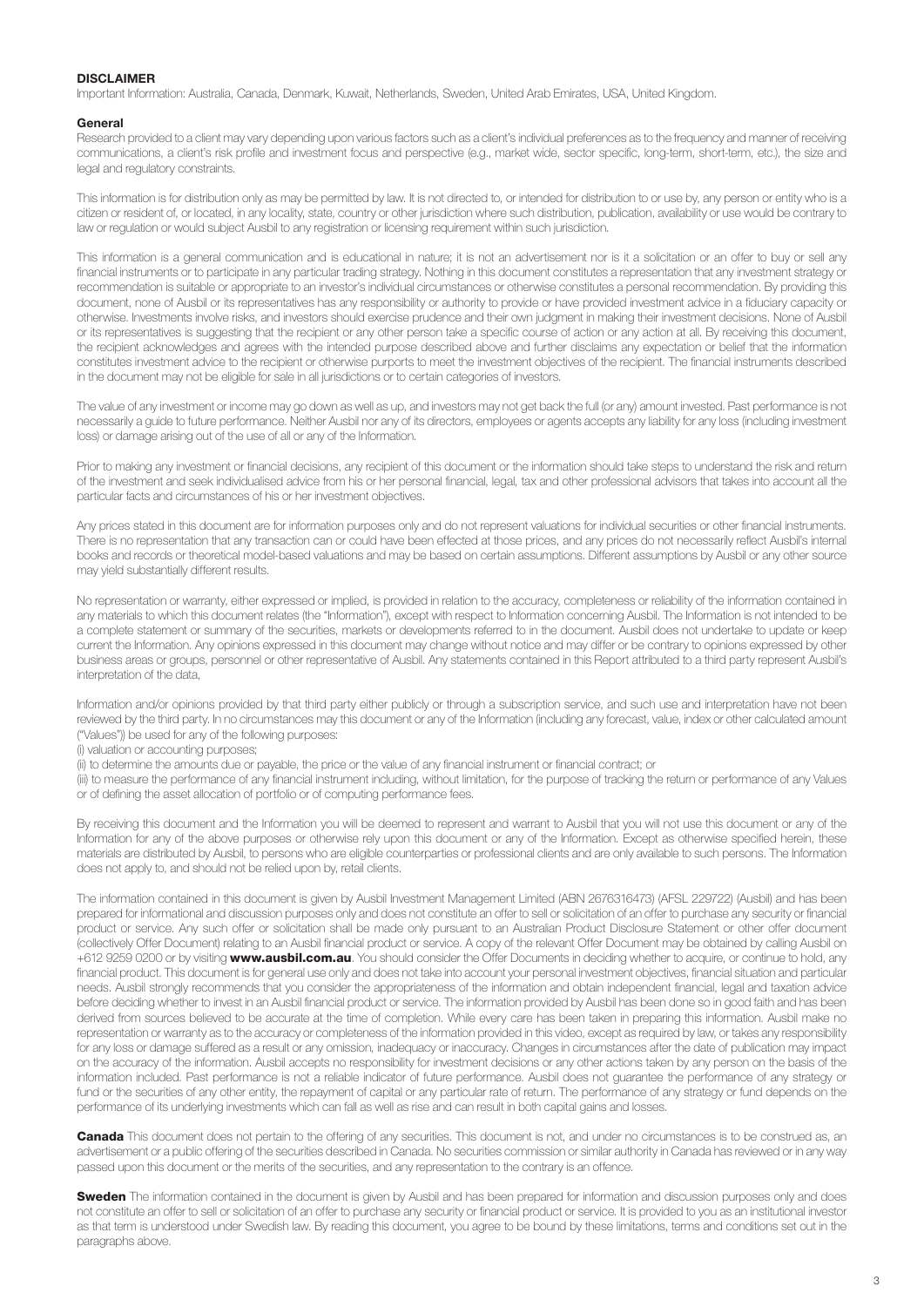## DISCLAIMER

Important Information: Australia, Canada, Denmark, Kuwait, Netherlands, Sweden, United Arab Emirates, USA, United Kingdom.

### General

Research provided to a client may vary depending upon various factors such as a client's individual preferences as to the frequency and manner of receiving communications, a client's risk profile and investment focus and perspective (e.g., market wide, sector specific, long-term, short-term, etc.), the size and legal and regulatory constraints.

This information is for distribution only as may be permitted by law. It is not directed to, or intended for distribution to or use by, any person or entity who is a citizen or resident of, or located, in any locality, state, country or other jurisdiction where such distribution, publication, availability or use would be contrary to law or regulation or would subject Ausbil to any registration or licensing requirement within such jurisdiction.

This information is a general communication and is educational in nature; it is not an advertisement nor is it a solicitation or an offer to buy or sell any financial instruments or to participate in any particular trading strategy. Nothing in this document constitutes a representation that any investment strategy or recommendation is suitable or appropriate to an investor's individual circumstances or otherwise constitutes a personal recommendation. By providing this document, none of Ausbil or its representatives has any responsibility or authority to provide or have provided investment advice in a fiduciary capacity or otherwise. Investments involve risks, and investors should exercise prudence and their own judgment in making their investment decisions. None of Ausbil or its representatives is suggesting that the recipient or any other person take a specific course of action or any action at all. By receiving this document, the recipient acknowledges and agrees with the intended purpose described above and further disclaims any expectation or belief that the information constitutes investment advice to the recipient or otherwise purports to meet the investment objectives of the recipient. The financial instruments described in the document may not be eligible for sale in all jurisdictions or to certain categories of investors.

The value of any investment or income may go down as well as up, and investors may not get back the full (or any) amount invested. Past performance is not necessarily a guide to future performance. Neither Ausbil nor any of its directors, employees or agents accepts any liability for any loss (including investment loss) or damage arising out of the use of all or any of the Information.

Prior to making any investment or financial decisions, any recipient of this document or the information should take steps to understand the risk and return of the investment and seek individualised advice from his or her personal financial, legal, tax and other professional advisors that takes into account all the particular facts and circumstances of his or her investment objectives.

Any prices stated in this document are for information purposes only and do not represent valuations for individual securities or other financial instruments. There is no representation that any transaction can or could have been effected at those prices, and any prices do not necessarily reflect Ausbil's internal books and records or theoretical model-based valuations and may be based on certain assumptions. Different assumptions by Ausbil or any other source may yield substantially different results.

No representation or warranty, either expressed or implied, is provided in relation to the accuracy, completeness or reliability of the information contained in any materials to which this document relates (the "Information"), except with respect to Information concerning Ausbil. The Information is not intended to be a complete statement or summary of the securities, markets or developments referred to in the document. Ausbil does not undertake to update or keep current the Information. Any opinions expressed in this document may change without notice and may differ or be contrary to opinions expressed by other business areas or groups, personnel or other representative of Ausbil. Any statements contained in this Report attributed to a third party represent Ausbil's interpretation of the data,

Information and/or opinions provided by that third party either publicly or through a subscription service, and such use and interpretation have not been reviewed by the third party. In no circumstances may this document or any of the Information (including any forecast, value, index or other calculated amount ("Values")) be used for any of the following purposes:

(i) valuation or accounting purposes;

(ii) to determine the amounts due or payable, the price or the value of any financial instrument or financial contract; or

(iii) to measure the performance of any financial instrument including, without limitation, for the purpose of tracking the return or performance of any Values or of defining the asset allocation of portfolio or of computing performance fees.

By receiving this document and the Information you will be deemed to represent and warrant to Ausbil that you will not use this document or any of the Information for any of the above purposes or otherwise rely upon this document or any of the Information. Except as otherwise specified herein, these materials are distributed by Ausbil, to persons who are eligible counterparties or professional clients and are only available to such persons. The Information does not apply to, and should not be relied upon by, retail clients.

The information contained in this document is given by Ausbil Investment Management Limited (ABN 2676316473) (AFSL 229722) (Ausbil) and has been prepared for informational and discussion purposes only and does not constitute an offer to sell or solicitation of an offer to purchase any security or financial product or service. Any such offer or solicitation shall be made only pursuant to an Australian Product Disclosure Statement or other offer document (collectively Offer Document) relating to an Ausbil financial product or service. A copy of the relevant Offer Document may be obtained by calling Ausbil on +612 9259 0200 or by visiting **www.ausbil.com.au**. You should consider the Offer Documents in deciding whether to acquire, or continue to hold, any financial product. This document is for general use only and does not take into account your personal investment objectives, financial situation and particular needs. Ausbil strongly recommends that you consider the appropriateness of the information and obtain independent financial, legal and taxation advice before deciding whether to invest in an Ausbil financial product or service. The information provided by Ausbil has been done so in good faith and has been derived from sources believed to be accurate at the time of completion. While every care has been taken in preparing this information. Ausbil make no representation or warranty as to the accuracy or completeness of the information provided in this video, except as required by law, or takes any responsibility for any loss or damage suffered as a result or any omission, inadequacy or inaccuracy. Changes in circumstances after the date of publication may impact on the accuracy of the information. Ausbil accepts no responsibility for investment decisions or any other actions taken by any person on the basis of the information included. Past performance is not a reliable indicator of future performance. Ausbil does not guarantee the performance of any strategy or fund or the securities of any other entity, the repayment of capital or any particular rate of return. The performance of any strategy or fund depends on the performance of its underlying investments which can fall as well as rise and can result in both capital gains and losses.

**Canada** This document does not pertain to the offering of any securities. This document is not, and under no circumstances is to be construed as, an advertisement or a public offering of the securities described in Canada. No securities commission or similar authority in Canada has reviewed or in any way passed upon this document or the merits of the securities, and any representation to the contrary is an offence.

**Sweden** The information contained in the document is given by Ausbil and has been prepared for information and discussion purposes only and does not constitute an offer to sell or solicitation of an offer to purchase any security or financial product or service. It is provided to you as an institutional investor as that term is understood under Swedish law. By reading this document, you agree to be bound by these limitations, terms and conditions set out in the paragraphs above.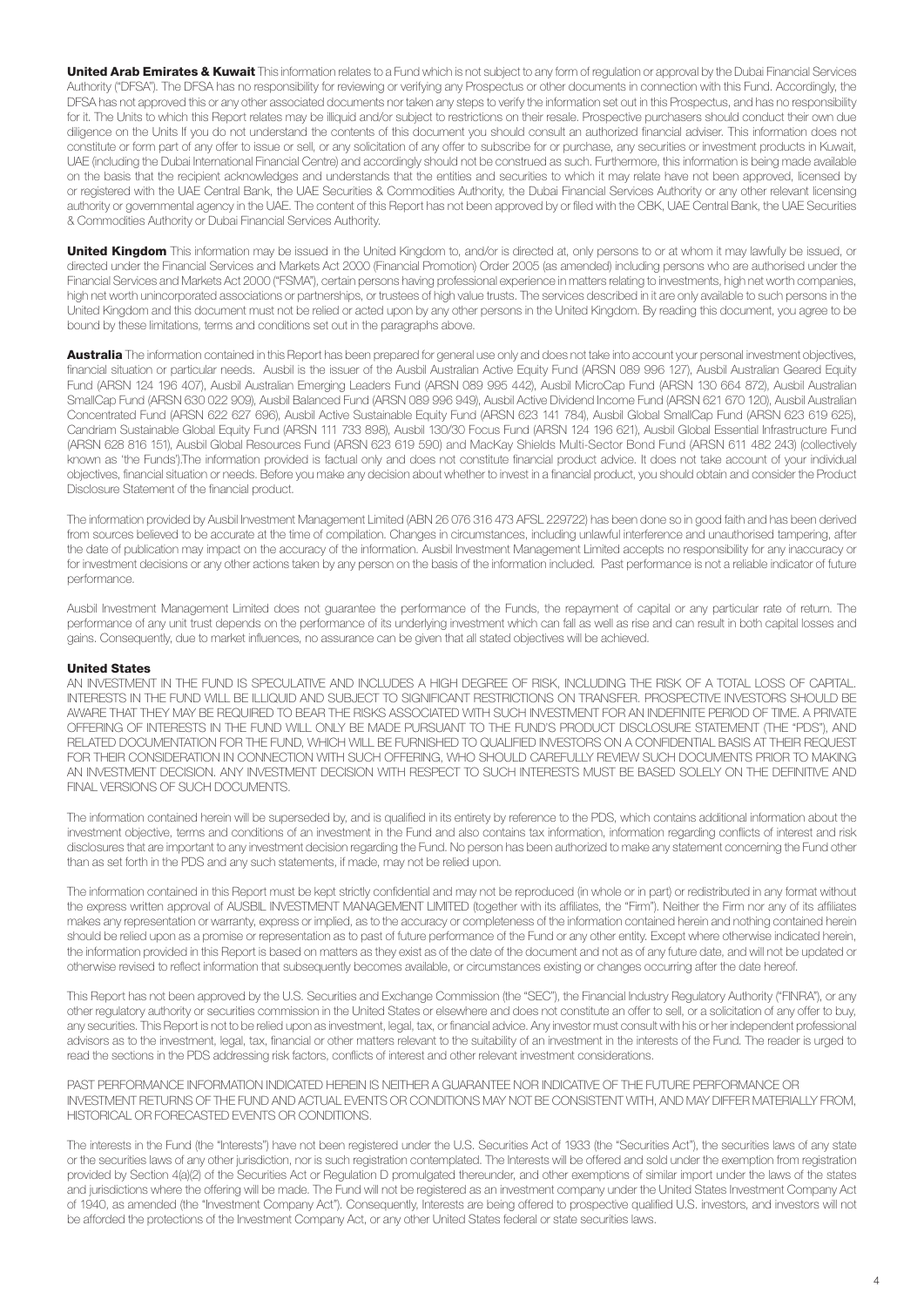**United Arab Emirates & Kuwait** This information relates to a Fund which is not subject to any form of regulation or approval by the Dubai Financial Services Authority ("DFSA"). The DFSA has no responsibility for reviewing or verifying any Prospectus or other documents in connection with this Fund. Accordingly, the DFSA has not approved this or any other associated documents nor taken any steps to verify the information set out in this Prospectus, and has no responsibility for it. The Units to which this Report relates may be illiquid and/or subject to restrictions on their resale. Prospective purchasers should conduct their own due diligence on the Units If you do not understand the contents of this document you should consult an authorized financial adviser. This information does not constitute or form part of any offer to issue or sell, or any solicitation of any offer to subscribe for or purchase, any securities or investment products in Kuwait, UAE (including the Dubai International Financial Centre) and accordingly should not be construed as such. Furthermore, this information is being made available on the basis that the recipient acknowledges and understands that the entities and securities to which it may relate have not been approved, licensed by or registered with the UAE Central Bank, the UAE Securities & Commodities Authority, the Dubai Financial Services Authority or any other relevant licensing authority or governmental agency in the UAE. The content of this Report has not been approved by or filed with the CBK, UAE Central Bank, the UAE Securities & Commodities Authority or Dubai Financial Services Authority.

**United Kingdom** This information may be issued in the United Kingdom to, and/or is directed at, only persons to or at whom it may lawfully be issued, or directed under the Financial Services and Markets Act 2000 (Financial Promotion) Order 2005 (as amended) including persons who are authorised under the Financial Services and Markets Act 2000 ("FSMA"), certain persons having professional experience in matters relating to investments, high net worth companies, high net worth unincorporated associations or partnerships, or trustees of high value trusts. The services described in it are only available to such persons in the United Kingdom and this document must not be relied or acted upon by any other persons in the United Kingdom. By reading this document, you agree to be bound by these limitations, terms and conditions set out in the paragraphs above.

**Australia** The information contained in this Report has been prepared for general use only and does not take into account your personal investment objectives, financial situation or particular needs. Ausbil is the issuer of the Ausbil Australian Active Equity Fund (ARSN 089 996 127), Ausbil Australian Geared Equity Fund (ARSN 124 196 407), Ausbil Australian Emerging Leaders Fund (ARSN 089 995 442), Ausbil MicroCap Fund (ARSN 130 664 872), Ausbil Australian SmallCap Fund (ARSN 630 022 909), Ausbil Balanced Fund (ARSN 089 996 949), Ausbil Active Dividend Income Fund (ARSN 621 670 120), Ausbil Australian Concentrated Fund (ARSN 622 627 696), Ausbil Active Sustainable Equity Fund (ARSN 623 141 784), Ausbil Global SmallCap Fund (ARSN 623 619 625), Candriam Sustainable Global Equity Fund (ARSN 111 733 898), Ausbil 130/30 Focus Fund (ARSN 124 196 621), Ausbil Global Essential Infrastructure Fund (ARSN 628 816 151), Ausbil Global Resources Fund (ARSN 623 619 590) and MacKay Shields Multi-Sector Bond Fund (ARSN 611 482 243) (collectively known as 'the Funds').The information provided is factual only and does not constitute financial product advice. It does not take account of your individual objectives, financial situation or needs. Before you make any decision about whether to invest in a financial product, you should obtain and consider the Product Disclosure Statement of the financial product.

The information provided by Ausbil Investment Management Limited (ABN 26 076 316 473 AFSL 229722) has been done so in good faith and has been derived from sources believed to be accurate at the time of compilation. Changes in circumstances, including unlawful interference and unauthorised tampering, after the date of publication may impact on the accuracy of the information. Ausbil Investment Management Limited accepts no responsibility for any inaccuracy or for investment decisions or any other actions taken by any person on the basis of the information included. Past performance is not a reliable indicator of future performance.

Ausbil Investment Management Limited does not guarantee the performance of the Funds, the repayment of capital or any particular rate of return. The performance of any unit trust depends on the performance of its underlying investment which can fall as well as rise and can result in both capital losses and gains. Consequently, due to market influences, no assurance can be given that all stated objectives will be achieved.

**United States**

AN INVESTMENT IN THE FUND IS SPECULATIVE AND INCLUDES A HIGH DEGREE OF RISK, INCLUDING THE RISK OF A TOTAL LOSS OF CAPITAL. INTERESTS IN THE FUND WILL BE ILLIQUID AND SUBJECT TO SIGNIFICANT RESTRICTIONS ON TRANSFER. PROSPECTIVE INVESTORS SHOULD BE AWARE THAT THEY MAY BE REQUIRED TO BEAR THE RISKS ASSOCIATED WITH SUCH INVESTMENT FOR AN INDEFINITE PERIOD OF TIME. A PRIVATE OFFERING OF INTERESTS IN THE FUND WILL ONLY BE MADE PURSUANT TO THE FUND'S PRODUCT DISCLOSURE STATEMENT (THE "PDS"), AND RELATED DOCUMENTATION FOR THE FUND, WHICH WILL BE FURNISHED TO QUALIFIED INVESTORS ON A CONFIDENTIAL BASIS AT THEIR REQUEST FOR THEIR CONSIDERATION IN CONNECTION WITH SUCH OFFERING, WHO SHOULD CAREFULLY REVIEW SUCH DOCUMENTS PRIOR TO MAKING AN INVESTMENT DECISION. ANY INVESTMENT DECISION WITH RESPECT TO SUCH INTERESTS MUST BE BASED SOLELY ON THE DEFINITIVE AND FINAL VERSIONS OF SUCH DOCUMENTS.

The information contained herein will be superseded by, and is qualified in its entirety by reference to the PDS, which contains additional information about the investment objective, terms and conditions of an investment in the Fund and also contains tax information, information regarding conflicts of interest and risk disclosures that are important to any investment decision regarding the Fund. No person has been authorized to make any statement concerning the Fund other than as set forth in the PDS and any such statements, if made, may not be relied upon.

The information contained in this Report must be kept strictly confidential and may not be reproduced (in whole or in part) or redistributed in any format without the express written approval of AUSBIL INVESTMENT MANAGEMENT LIMITED (together with its affiliates, the "Firm"). Neither the Firm nor any of its affiliates makes any representation or warranty, express or implied, as to the accuracy or completeness of the information contained herein and nothing contained herein should be relied upon as a promise or representation as to past of future performance of the Fund or any other entity. Except where otherwise indicated herein, the information provided in this Report is based on matters as they exist as of the date of the document and not as of any future date, and will not be updated or otherwise revised to reflect information that subsequently becomes available, or circumstances existing or changes occurring after the date hereof.

This Report has not been approved by the U.S. Securities and Exchange Commission (the "SEC"), the Financial Industry Regulatory Authority ("FINRA"), or any other regulatory authority or securities commission in the United States or elsewhere and does not constitute an offer to sell, or a solicitation of any offer to buy, any securities. This Report is not to be relied upon as investment, legal, tax, or financial advice. Any investor must consult with his or her independent professional advisors as to the investment, legal, tax, financial or other matters relevant to the suitability of an investment in the interests of the Fund. The reader is urged to read the sections in the PDS addressing risk factors, conflicts of interest and other relevant investment considerations.

PAST PERFORMANCE INFORMATION INDICATED HEREIN IS NEITHER A GUARANTEE NOR INDICATIVE OF THE FUTURE PERFORMANCE OR INVESTMENT RETURNS OF THE FUND AND ACTUAL EVENTS OR CONDITIONS MAY NOT BE CONSISTENT WITH, AND MAY DIFFER MATERIALLY FROM, HISTORICAL OR FORECASTED EVENTS OR CONDITIONS.

The interests in the Fund (the "Interests") have not been registered under the U.S. Securities Act of 1933 (the "Securities Act"), the securities laws of any state or the securities laws of any other jurisdiction, nor is such registration contemplated. The Interests will be offered and sold under the exemption from registration provided by Section 4(a)(2) of the Securities Act or Regulation D promulgated thereunder, and other exemptions of similar import under the laws of the states and jurisdictions where the offering will be made. The Fund will not be registered as an investment company under the United States Investment Company Act of 1940, as amended (the "Investment Company Act"). Consequently, Interests are being offered to prospective qualified U.S. investors, and investors will not be afforded the protections of the Investment Company Act, or any other United States federal or state securities laws.